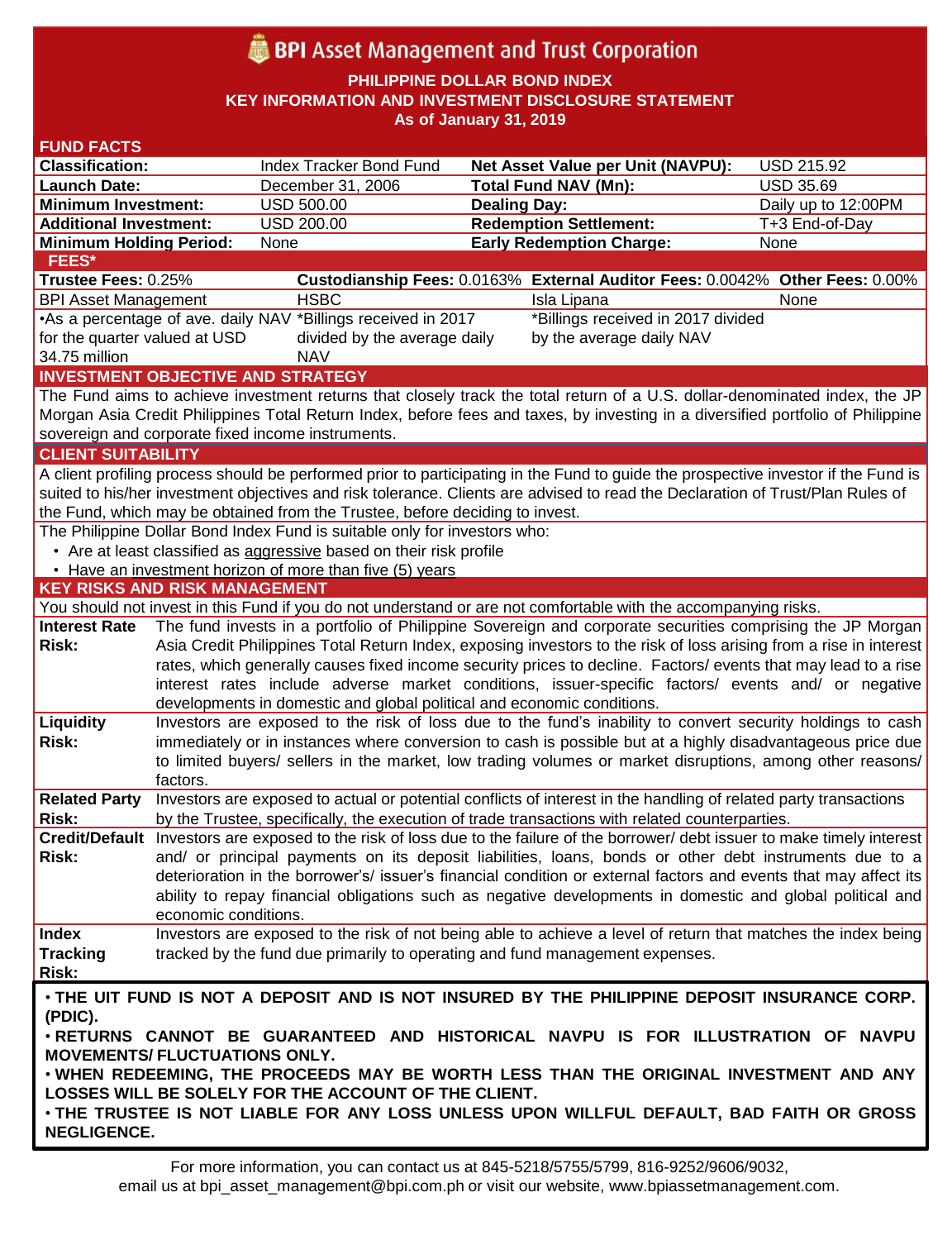# BPI Asset Management and Trust Corporation

## PHILIPPINE DOLLAR BOND INDEX
## KEY INFORMATION AND INVESTMENT DISCLOSURE STATEMENT
### As of January 31, 2019

## FUND FACTS

| | | | |
|---|---|---|---|
| **Classification:** | Index Tracker Bond Fund | **Net Asset Value per Unit (NAVPU):** | USD 215.92 |
| **Launch Date:** | December 31, 2006 | **Total Fund NAV (Mn):** | USD 35.69 |
| **Minimum Investment:** | USD 500.00 | **Dealing Day:** | Daily up to 12:00PM |
| **Additional Investment:** | USD 200.00 | **Redemption Settlement:** | T+3 End-of-Day |
| **Minimum Holding Period:** | None | **Early Redemption Charge:** | None |

## FEES*

| **Trustee Fees:** 0.25% | **Custodianship Fees:** 0.0163% | **External Auditor Fees:** 0.0042% | **Other Fees:** 0.00% |
|---|---|---|---|
| BPI Asset Management | HSBC | Isla Lipana | None |
| •As a percentage of ave. daily NAV for the quarter valued at USD 34.75 million | *Billings received in 2017 divided by the average daily NAV | *Billings received in 2017 divided by the average daily NAV | |

## INVESTMENT OBJECTIVE AND STRATEGY

The Fund aims to achieve investment returns that closely track the total return of a U.S. dollar-denominated index, the JP Morgan Asia Credit Philippines Total Return Index, before fees and taxes, by investing in a diversified portfolio of Philippine sovereign and corporate fixed income instruments.

## CLIENT SUITABILITY

A client profiling process should be performed prior to participating in the Fund to guide the prospective investor if the Fund is suited to his/her investment objectives and risk tolerance. Clients are advised to read the Declaration of Trust/Plan Rules of the Fund, which may be obtained from the Trustee, before deciding to invest.

The Philippine Dollar Bond Index Fund is suitable only for investors who:

- Are at least classified as aggressive based on their risk profile
- Have an investment horizon of more than five (5) years

## KEY RISKS AND RISK MANAGEMENT

You should not invest in this Fund if you do not understand or are not comfortable with the accompanying risks.

| | |
|---|---|
| **Interest Rate Risk:** | The fund invests in a portfolio of Philippine Sovereign and corporate securities comprising the JP Morgan Asia Credit Philippines Total Return Index, exposing investors to the risk of loss arising from a rise in interest rates, which generally causes fixed income security prices to decline. Factors/ events that may lead to a rise interest rates include adverse market conditions, issuer-specific factors/ events and/ or negative developments in domestic and global political and economic conditions. |
| **Liquidity Risk:** | Investors are exposed to the risk of loss due to the fund's inability to convert security holdings to cash immediately or in instances where conversion to cash is possible but at a highly disadvantageous price due to limited buyers/ sellers in the market, low trading volumes or market disruptions, among other reasons/ factors. |
| **Related Party Risk:** | Investors are exposed to actual or potential conflicts of interest in the handling of related party transactions by the Trustee, specifically, the execution of trade transactions with related counterparties. |
| **Credit/Default Risk:** | Investors are exposed to the risk of loss due to the failure of the borrower/ debt issuer to make timely interest and/ or principal payments on its deposit liabilities, loans, bonds or other debt instruments due to a deterioration in the borrower's/ issuer's financial condition or external factors and events that may affect its ability to repay financial obligations such as negative developments in domestic and global political and economic conditions. |
| **Index Tracking Risk:** | Investors are exposed to the risk of not being able to achieve a level of return that matches the index being tracked by the fund due primarily to operating and fund management expenses. |

**• THE UIT FUND IS NOT A DEPOSIT AND IS NOT INSURED BY THE PHILIPPINE DEPOSIT INSURANCE CORP. (PDIC).**
**• RETURNS CANNOT BE GUARANTEED AND HISTORICAL NAVPU IS FOR ILLUSTRATION OF NAVPU MOVEMENTS/ FLUCTUATIONS ONLY.**
**• WHEN REDEEMING, THE PROCEEDS MAY BE WORTH LESS THAN THE ORIGINAL INVESTMENT AND ANY LOSSES WILL BE SOLELY FOR THE ACCOUNT OF THE CLIENT.**
**• THE TRUSTEE IS NOT LIABLE FOR ANY LOSS UNLESS UPON WILLFUL DEFAULT, BAD FAITH OR GROSS NEGLIGENCE.**

For more information, you can contact us at 845-5218/5755/5799, 816-9252/9606/9032, email us at bpi_asset_management@bpi.com.ph or visit our website, www.bpiassetmanagement.com.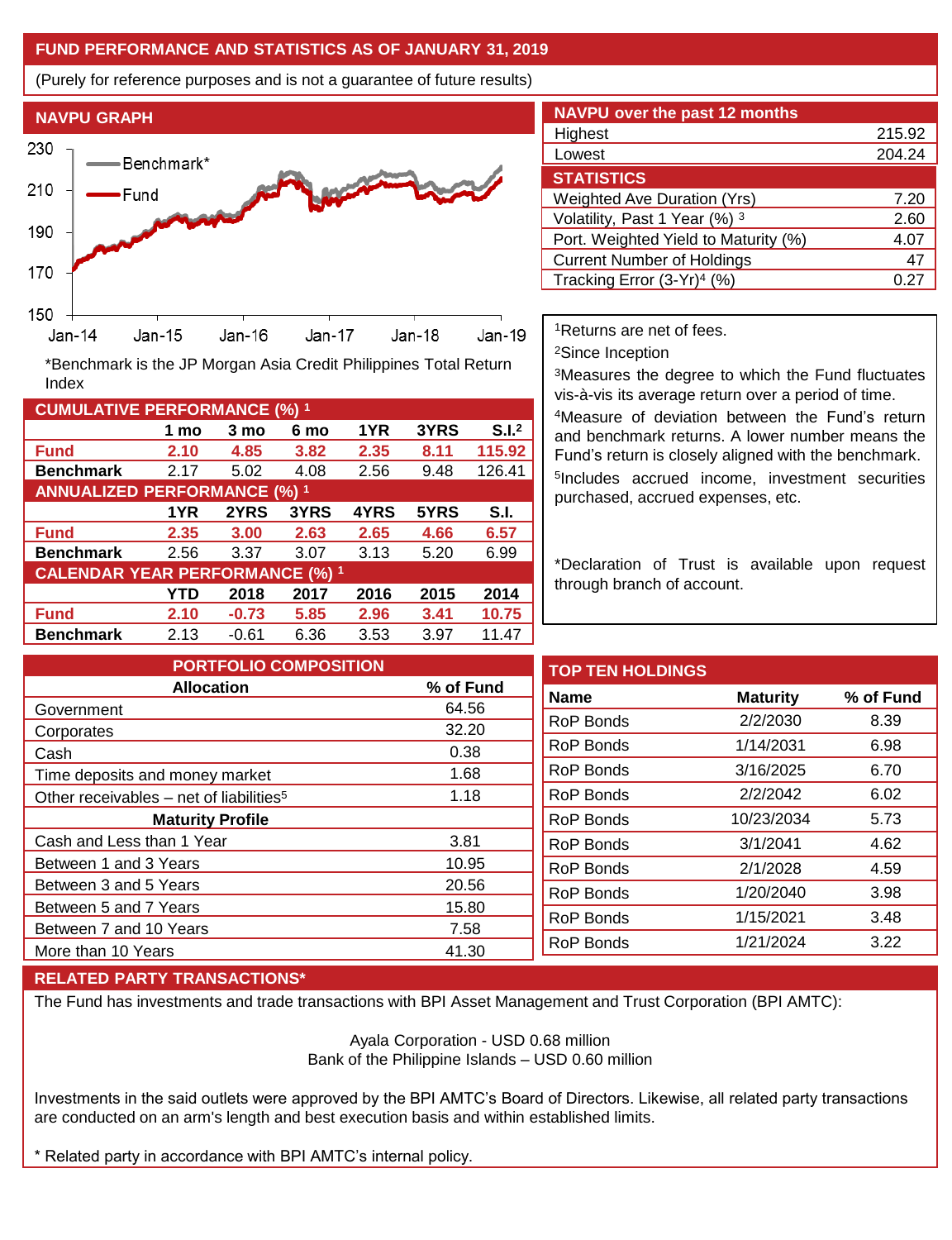## FUND PERFORMANCE AND STATISTICS AS OF JANUARY 31, 2019

(Purely for reference purposes and is not a guarantee of future results)

### NAVPU GRAPH

*Benchmark is the JP Morgan Asia Credit Philippines Total Return Index

### NAVPU over the past 12 months

| | |
|---|---|
| Highest | 215.92 |
| Lowest | 204.24 |

### STATISTICS

| | |
|---|---|
| Weighted Ave Duration (Yrs) | 7.20 |
| Volatility, Past 1 Year (%) [3] | 2.60 |
| Port. Weighted Yield to Maturity (%) | 4.07 |
| Current Number of Holdings | 47 |
| Tracking Error (3-Yr)[4] (%) | 0.27 |

[1]Returns are net of fees.

[2]Since Inception

[3]Measures the degree to which the Fund fluctuates vis-à-vis its average return over a period of time.

[4]Measure of deviation between the Fund's return and benchmark returns. A lower number means the Fund's return is closely aligned with the benchmark.

[5]Includes accrued income, investment securities purchased, accrued expenses, etc.

*Declaration of Trust is available upon request through branch of account.

### CUMULATIVE PERFORMANCE (%) [1]

| | 1 mo | 3 mo | 6 mo | 1YR | 3YRS | S.I.[2] |
|---|---|---|---|---|---|---|
| **Fund** | **2.10** | **4.85** | **3.82** | **2.35** | **8.11** | **115.92** |
| **Benchmark** | 2.17 | 5.02 | 4.08 | 2.56 | 9.48 | 126.41 |

### ANNUALIZED PERFORMANCE (%) [1]

| | 1YR | 2YRS | 3YRS | 4YRS | 5YRS | S.I. |
|---|---|---|---|---|---|---|
| **Fund** | **2.35** | **3.00** | **2.63** | **2.65** | **4.66** | **6.57** |
| **Benchmark** | 2.56 | 3.37 | 3.07 | 3.13 | 5.20 | 6.99 |

### CALENDAR YEAR PERFORMANCE (%) [1]

| | YTD | 2018 | 2017 | 2016 | 2015 | 2014 |
|---|---|---|---|---|---|---|
| **Fund** | **2.10** | **-0.73** | **5.85** | **2.96** | **3.41** | **10.75** |
| **Benchmark** | 2.13 | -0.61 | 6.36 | 3.53 | 3.97 | 11.47 |

### PORTFOLIO COMPOSITION

| Allocation | % of Fund |
|---|---|
| Government | 64.56 |
| Corporates | 32.20 |
| Cash | 0.38 |
| Time deposits and money market | 1.68 |
| Other receivables – net of liabilities[5] | 1.18 |
| **Maturity Profile** | |
| Cash and Less than 1 Year | 3.81 |
| Between 1 and 3 Years | 10.95 |
| Between 3 and 5 Years | 20.56 |
| Between 5 and 7 Years | 15.80 |
| Between 7 and 10 Years | 7.58 |
| More than 10 Years | 41.30 |

### TOP TEN HOLDINGS

| Name | Maturity | % of Fund |
|---|---|---|
| RoP Bonds | 2/2/2030 | 8.39 |
| RoP Bonds | 1/14/2031 | 6.98 |
| RoP Bonds | 3/16/2025 | 6.70 |
| RoP Bonds | 2/2/2042 | 6.02 |
| RoP Bonds | 10/23/2034 | 5.73 |
| RoP Bonds | 3/1/2041 | 4.62 |
| RoP Bonds | 2/1/2028 | 4.59 |
| RoP Bonds | 1/20/2040 | 3.98 |
| RoP Bonds | 1/15/2021 | 3.48 |
| RoP Bonds | 1/21/2024 | 3.22 |

### RELATED PARTY TRANSACTIONS*

The Fund has investments and trade transactions with BPI Asset Management and Trust Corporation (BPI AMTC):

Ayala Corporation - USD 0.68 million
Bank of the Philippine Islands – USD 0.60 million

Investments in the said outlets were approved by the BPI AMTC's Board of Directors. Likewise, all related party transactions are conducted on an arm's length and best execution basis and within established limits.

* Related party in accordance with BPI AMTC's internal policy.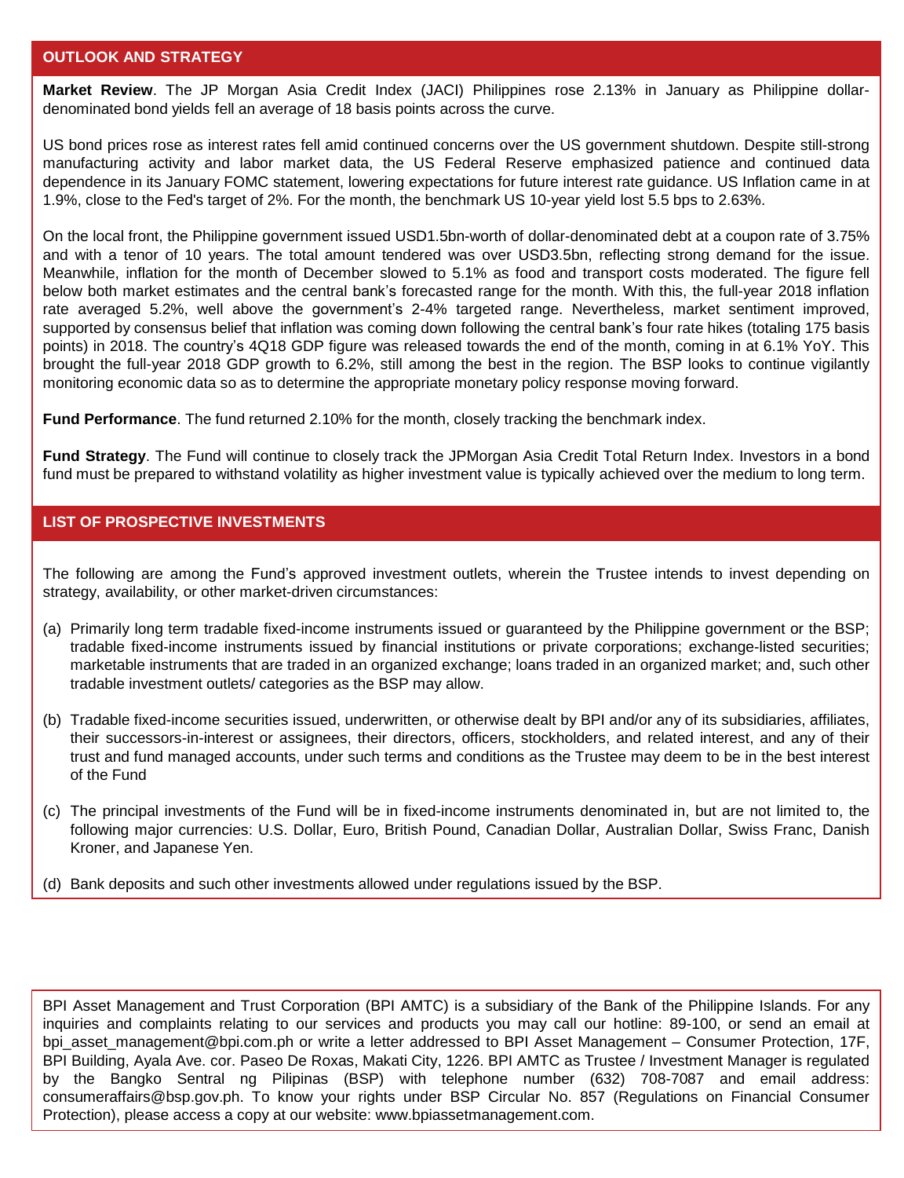## OUTLOOK AND STRATEGY

**Market Review**. The JP Morgan Asia Credit Index (JACI) Philippines rose 2.13% in January as Philippine dollar-denominated bond yields fell an average of 18 basis points across the curve.

US bond prices rose as interest rates fell amid continued concerns over the US government shutdown. Despite still-strong manufacturing activity and labor market data, the US Federal Reserve emphasized patience and continued data dependence in its January FOMC statement, lowering expectations for future interest rate guidance. US Inflation came in at 1.9%, close to the Fed's target of 2%. For the month, the benchmark US 10-year yield lost 5.5 bps to 2.63%.

On the local front, the Philippine government issued USD1.5bn-worth of dollar-denominated debt at a coupon rate of 3.75% and with a tenor of 10 years. The total amount tendered was over USD3.5bn, reflecting strong demand for the issue. Meanwhile, inflation for the month of December slowed to 5.1% as food and transport costs moderated. The figure fell below both market estimates and the central bank's forecasted range for the month. With this, the full-year 2018 inflation rate averaged 5.2%, well above the government's 2-4% targeted range. Nevertheless, market sentiment improved, supported by consensus belief that inflation was coming down following the central bank's four rate hikes (totaling 175 basis points) in 2018. The country's 4Q18 GDP figure was released towards the end of the month, coming in at 6.1% YoY. This brought the full-year 2018 GDP growth to 6.2%, still among the best in the region. The BSP looks to continue vigilantly monitoring economic data so as to determine the appropriate monetary policy response moving forward.

**Fund Performance**. The fund returned 2.10% for the month, closely tracking the benchmark index.

**Fund Strategy**. The Fund will continue to closely track the JPMorgan Asia Credit Total Return Index. Investors in a bond fund must be prepared to withstand volatility as higher investment value is typically achieved over the medium to long term.

## LIST OF PROSPECTIVE INVESTMENTS

The following are among the Fund's approved investment outlets, wherein the Trustee intends to invest depending on strategy, availability, or other market-driven circumstances:

(a) Primarily long term tradable fixed-income instruments issued or guaranteed by the Philippine government or the BSP; tradable fixed-income instruments issued by financial institutions or private corporations; exchange-listed securities; marketable instruments that are traded in an organized exchange; loans traded in an organized market; and, such other tradable investment outlets/ categories as the BSP may allow.

(b) Tradable fixed-income securities issued, underwritten, or otherwise dealt by BPI and/or any of its subsidiaries, affiliates, their successors-in-interest or assignees, their directors, officers, stockholders, and related interest, and any of their trust and fund managed accounts, under such terms and conditions as the Trustee may deem to be in the best interest of the Fund

(c) The principal investments of the Fund will be in fixed-income instruments denominated in, but are not limited to, the following major currencies: U.S. Dollar, Euro, British Pound, Canadian Dollar, Australian Dollar, Swiss Franc, Danish Kroner, and Japanese Yen.

(d) Bank deposits and such other investments allowed under regulations issued by the BSP.

BPI Asset Management and Trust Corporation (BPI AMTC) is a subsidiary of the Bank of the Philippine Islands. For any inquiries and complaints relating to our services and products you may call our hotline: 89-100, or send an email at bpi_asset_management@bpi.com.ph or write a letter addressed to BPI Asset Management – Consumer Protection, 17F, BPI Building, Ayala Ave. cor. Paseo De Roxas, Makati City, 1226. BPI AMTC as Trustee / Investment Manager is regulated by the Bangko Sentral ng Pilipinas (BSP) with telephone number (632) 708-7087 and email address: consumeraffairs@bsp.gov.ph. To know your rights under BSP Circular No. 857 (Regulations on Financial Consumer Protection), please access a copy at our website: www.bpiassetmanagement.com.